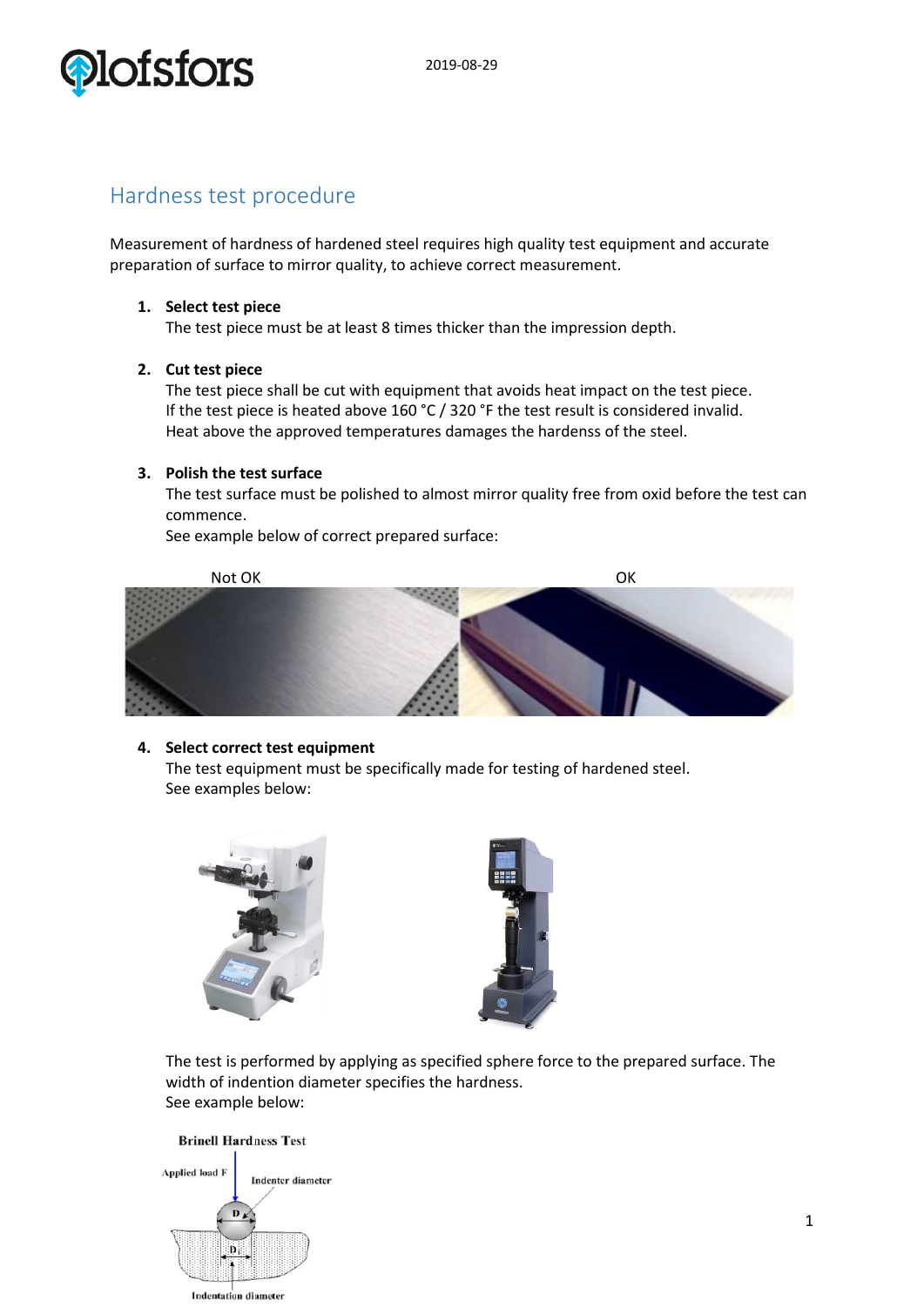2019-08-29

# Hardness test procedure

Measurement of hardness of hardened steel requires high quality test equipment and accurate preparation of surface to mirror quality, to achieve correct measurement.

1. **Select test piece**
   The test piece must be at least 8 times thicker than the impression depth.

2. **Cut test piece**
   The test piece shall be cut with equipment that avoids heat impact on the test piece.
   If the test piece is heated above 160 °C / 320 °F the test result is considered invalid.
   Heat above the approved temperatures damages the hardenss of the steel.

3. **Polish the test surface**
   The test surface must be polished to almost mirror quality free from oxid before the test can commence.
   See example below of correct prepared surface:

   Not OK — OK

4. **Select correct test equipment**
   The test equipment must be specifically made for testing of hardened steel.
   See examples below:

   The test is performed by applying as specified sphere force to the prepared surface. The width of indention diameter specifies the hardness.
   See example below:

   Brinell Hardness Test

   Applied load F — Indenter diameter — D — $D_i$ — Indentation diameter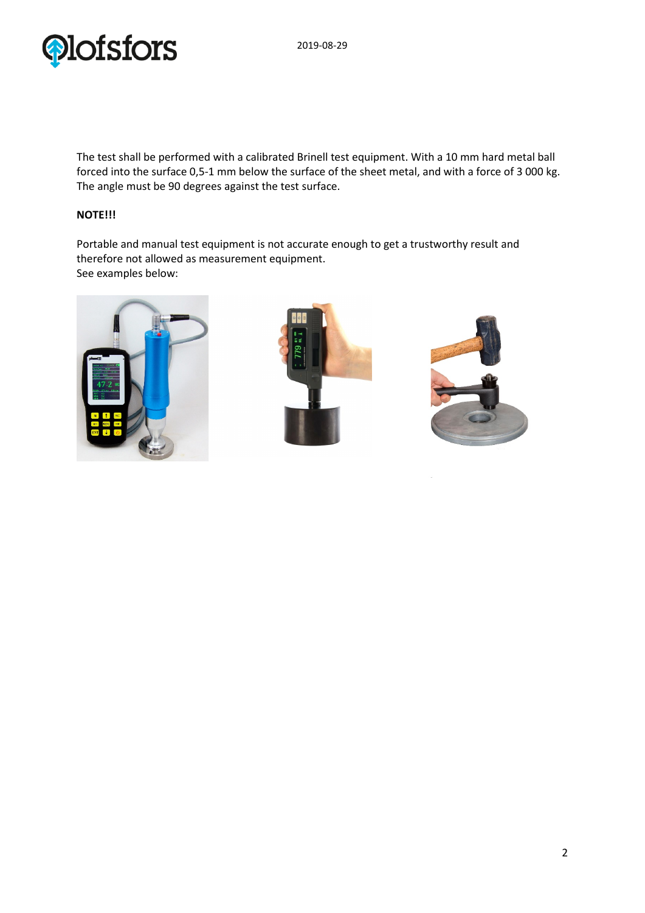The test shall be performed with a calibrated Brinell test equipment. With a 10 mm hard metal ball forced into the surface 0,5-1 mm below the surface of the sheet metal, and with a force of 3 000 kg. The angle must be 90 degrees against the test surface.

**NOTE!!!**

Portable and manual test equipment is not accurate enough to get a trustworthy result and therefore not allowed as measurement equipment.
See examples below: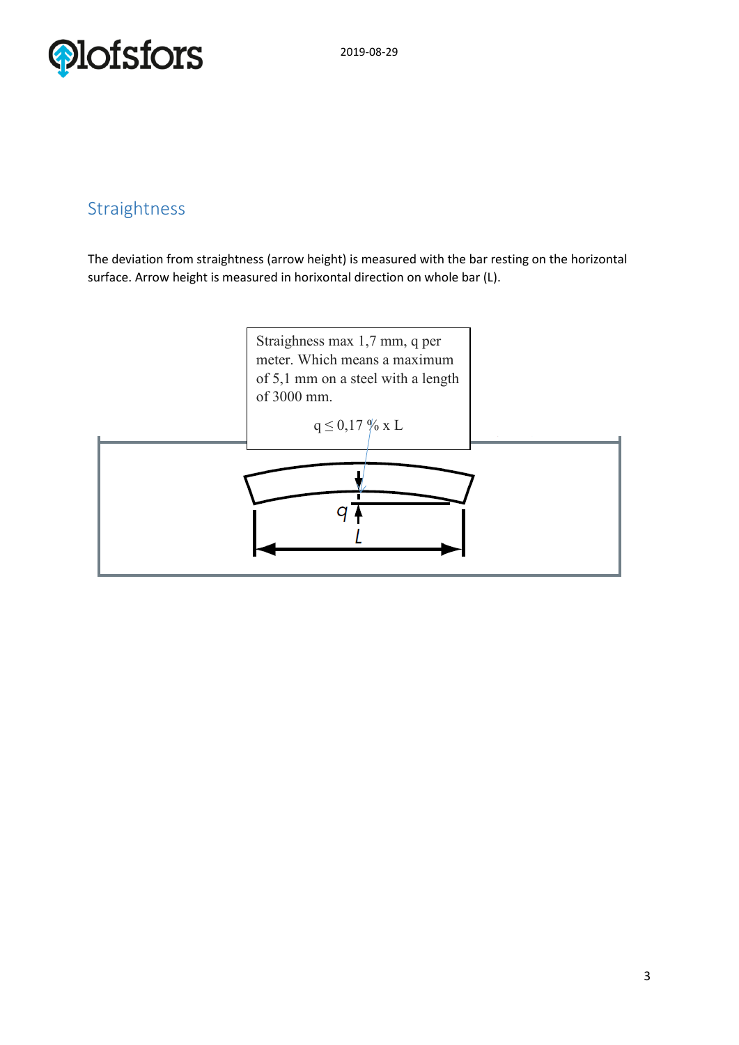## Straightness

The deviation from straightness (arrow height) is measured with the bar resting on the horizontal surface. Arrow height is measured in horixontal direction on whole bar (L).

Straighness max 1,7 mm, q per meter. Which means a maximum of 5,1 mm on a steel with a length of 3000 mm.

$q \leq 0{,}17\ \%\ \text{x}\ L$

q

L